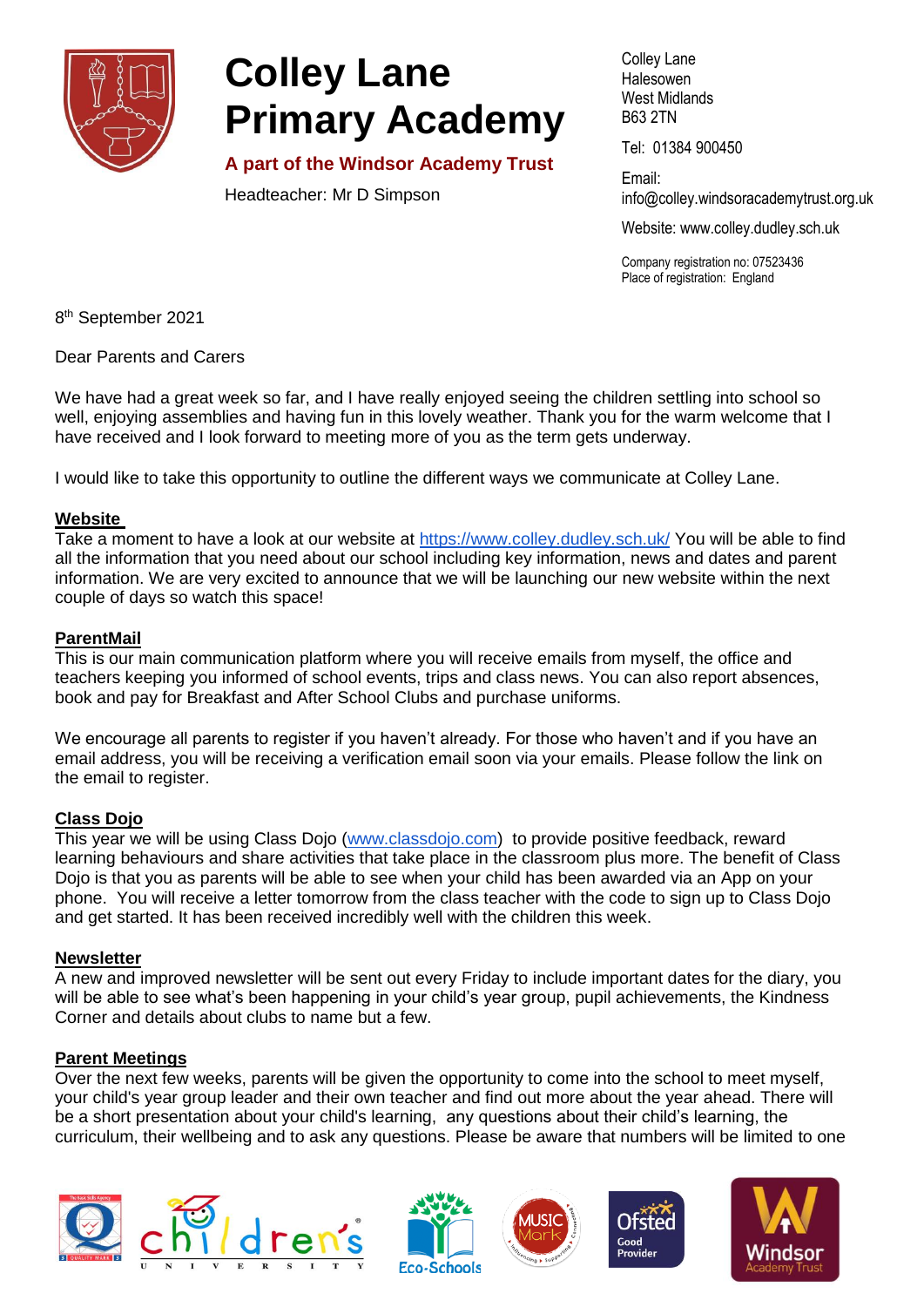# Colley Lane Primary Academy

**A part of the Windsor Academy Trust**

Headteacher: Mr D Simpson

Colley Lane
Halesowen
West Midlands
B63 2TN

Tel: 01384 900450

Email:
info@colley.windsoracademytrust.org.uk

Website: www.colley.dudley.sch.uk

Company registration no: 07523436
Place of registration: England

8th September 2021

Dear Parents and Carers

We have had a great week so far, and I have really enjoyed seeing the children settling into school so well, enjoying assemblies and having fun in this lovely weather. Thank you for the warm welcome that I have received and I look forward to meeting more of you as the term gets underway.

I would like to take this opportunity to outline the different ways we communicate at Colley Lane.

**Website**

Take a moment to have a look at our website at https://www.colley.dudley.sch.uk/ You will be able to find all the information that you need about our school including key information, news and dates and parent information. We are very excited to announce that we will be launching our new website within the next couple of days so watch this space!

**ParentMail**

This is our main communication platform where you will receive emails from myself, the office and teachers keeping you informed of school events, trips and class news. You can also report absences, book and pay for Breakfast and After School Clubs and purchase uniforms.

We encourage all parents to register if you haven't already. For those who haven't and if you have an email address, you will be receiving a verification email soon via your emails. Please follow the link on the email to register.

**Class Dojo**

This year we will be using Class Dojo (www.classdojo.com) to provide positive feedback, reward learning behaviours and share activities that take place in the classroom plus more. The benefit of Class Dojo is that you as parents will be able to see when your child has been awarded via an App on your phone. You will receive a letter tomorrow from the class teacher with the code to sign up to Class Dojo and get started. It has been received incredibly well with the children this week.

**Newsletter**

A new and improved newsletter will be sent out every Friday to include important dates for the diary, you will be able to see what's been happening in your child's year group, pupil achievements, the Kindness Corner and details about clubs to name but a few.

**Parent Meetings**

Over the next few weeks, parents will be given the opportunity to come into the school to meet myself, your child's year group leader and their own teacher and find out more about the year ahead. There will be a short presentation about your child's learning, any questions about their child's learning, the curriculum, their wellbeing and to ask any questions. Please be aware that numbers will be limited to one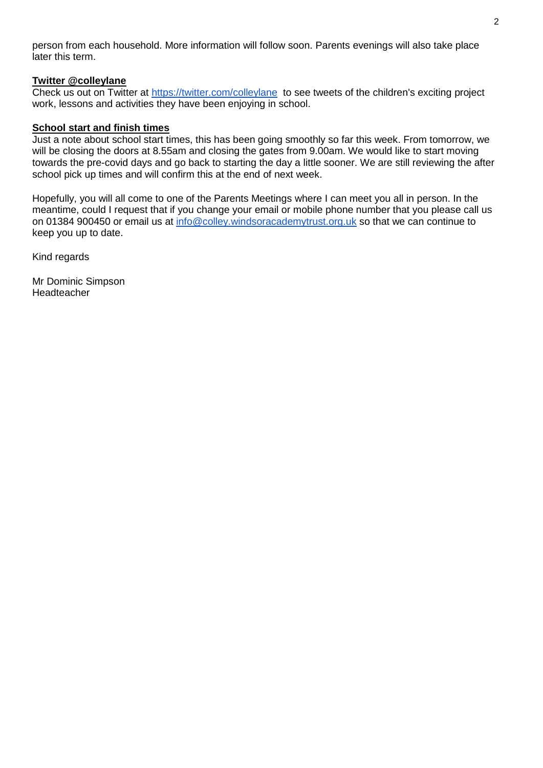person from each household. More information will follow soon. Parents evenings will also take place later this term.

**Twitter @colleylane**

Check us out on Twitter at https://twitter.com/colleylane to see tweets of the children's exciting project work, lessons and activities they have been enjoying in school.

**School start and finish times**

Just a note about school start times, this has been going smoothly so far this week. From tomorrow, we will be closing the doors at 8.55am and closing the gates from 9.00am. We would like to start moving towards the pre-covid days and go back to starting the day a little sooner. We are still reviewing the after school pick up times and will confirm this at the end of next week.

Hopefully, you will all come to one of the Parents Meetings where I can meet you all in person. In the meantime, could I request that if you change your email or mobile phone number that you please call us on 01384 900450 or email us at info@colley.windsoracademytrust.org.uk so that we can continue to keep you up to date.

Kind regards

Mr Dominic Simpson
Headteacher